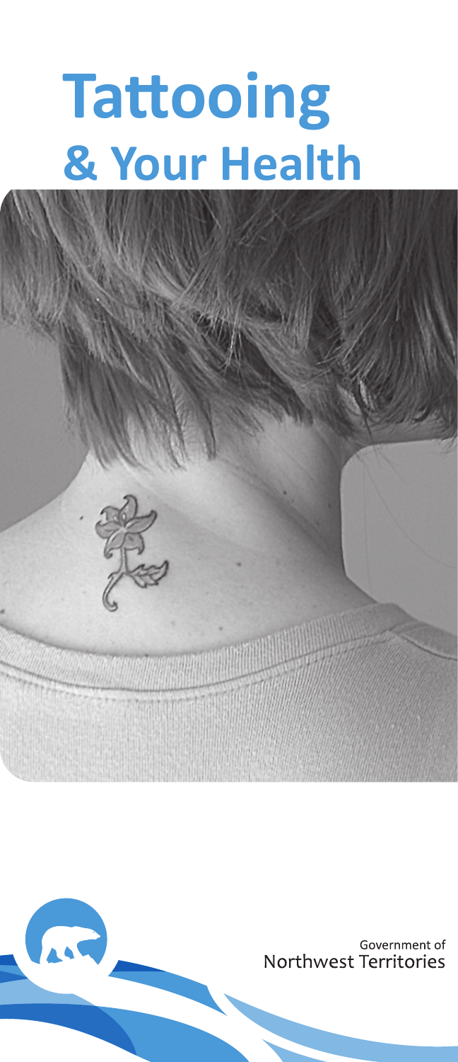# Tattooing
## & Your Health

Government of
Northwest Territories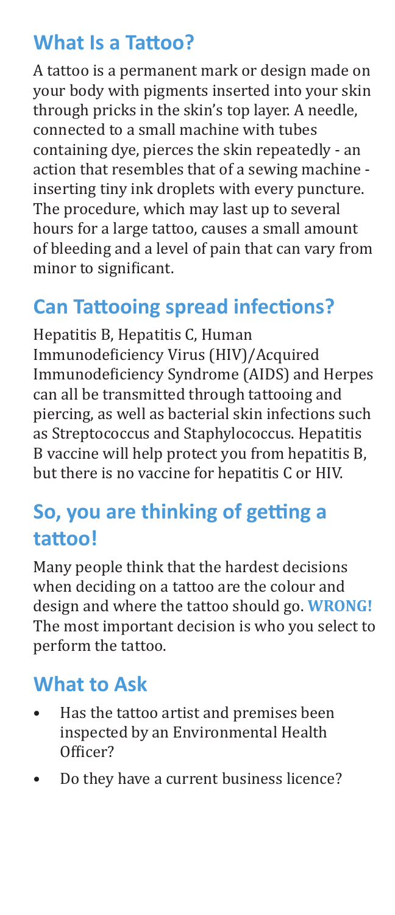## What Is a Tattoo?

A tattoo is a permanent mark or design made on your body with pigments inserted into your skin through pricks in the skin's top layer. A needle, connected to a small machine with tubes containing dye, pierces the skin repeatedly - an action that resembles that of a sewing machine - inserting tiny ink droplets with every puncture. The procedure, which may last up to several hours for a large tattoo, causes a small amount of bleeding and a level of pain that can vary from minor to significant.

## Can Tattooing spread infections?

Hepatitis B, Hepatitis C, Human Immunodeficiency Virus (HIV)/Acquired Immunodeficiency Syndrome (AIDS) and Herpes can all be transmitted through tattooing and piercing, as well as bacterial skin infections such as Streptococcus and Staphylococcus. Hepatitis B vaccine will help protect you from hepatitis B, but there is no vaccine for hepatitis C or HIV.

## So, you are thinking of getting a tattoo!

Many people think that the hardest decisions when deciding on a tattoo are the colour and design and where the tattoo should go. **WRONG!** The most important decision is who you select to perform the tattoo.

## What to Ask

- Has the tattoo artist and premises been inspected by an Environmental Health Officer?
- Do they have a current business licence?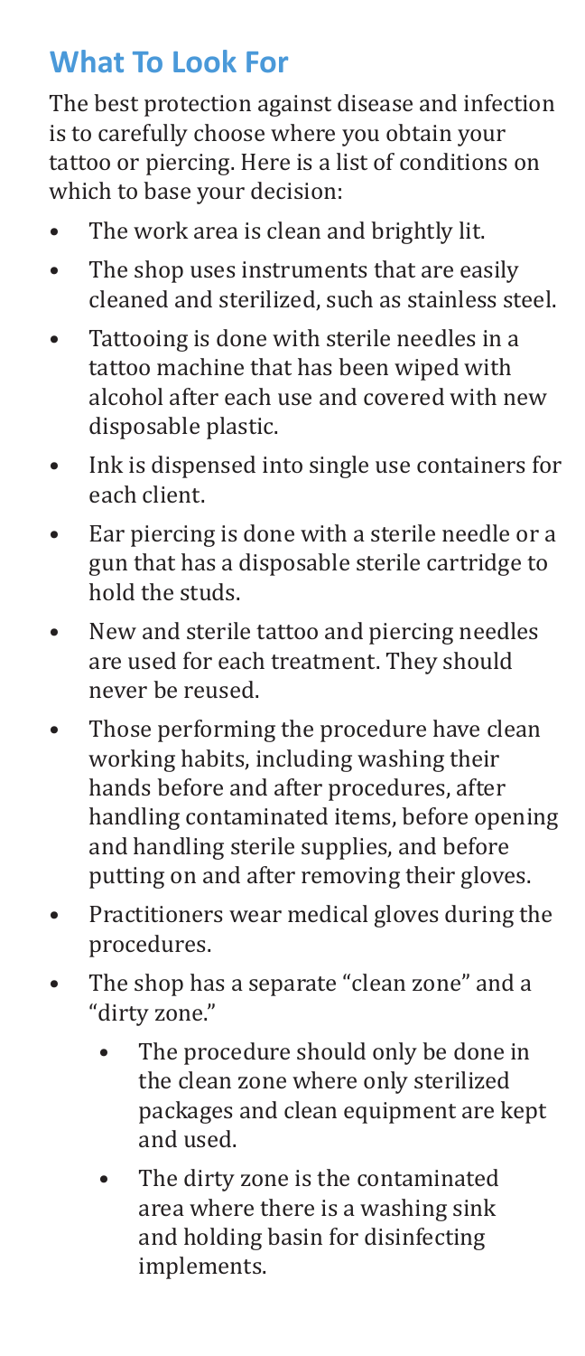## What To Look For

The best protection against disease and infection is to carefully choose where you obtain your tattoo or piercing. Here is a list of conditions on which to base your decision:

- The work area is clean and brightly lit.
- The shop uses instruments that are easily cleaned and sterilized, such as stainless steel.
- Tattooing is done with sterile needles in a tattoo machine that has been wiped with alcohol after each use and covered with new disposable plastic.
- Ink is dispensed into single use containers for each client.
- Ear piercing is done with a sterile needle or a gun that has a disposable sterile cartridge to hold the studs.
- New and sterile tattoo and piercing needles are used for each treatment. They should never be reused.
- Those performing the procedure have clean working habits, including washing their hands before and after procedures, after handling contaminated items, before opening and handling sterile supplies, and before putting on and after removing their gloves.
- Practitioners wear medical gloves during the procedures.
- The shop has a separate "clean zone" and a "dirty zone."
  - The procedure should only be done in the clean zone where only sterilized packages and clean equipment are kept and used.
  - The dirty zone is the contaminated area where there is a washing sink and holding basin for disinfecting implements.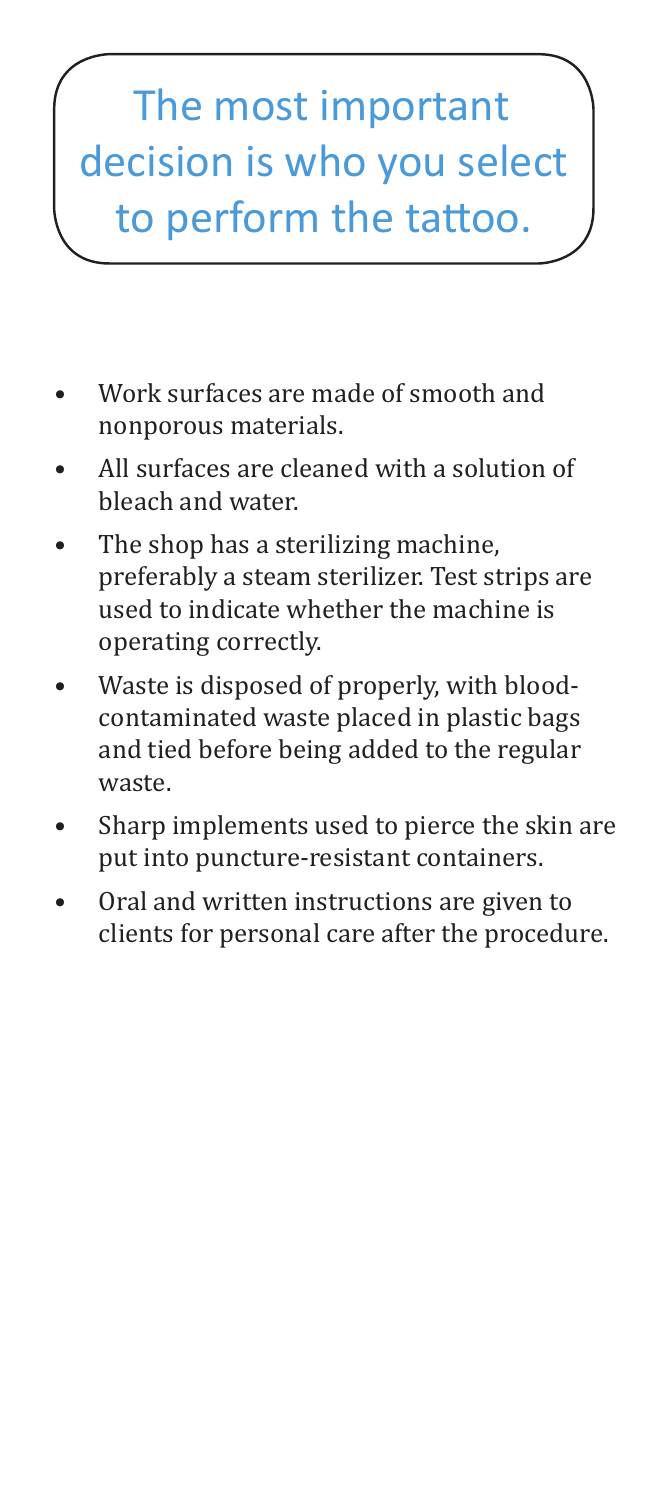## The most important decision is who you select to perform the tattoo.

- Work surfaces are made of smooth and nonporous materials.
- All surfaces are cleaned with a solution of bleach and water.
- The shop has a sterilizing machine, preferably a steam sterilizer. Test strips are used to indicate whether the machine is operating correctly.
- Waste is disposed of properly, with blood-contaminated waste placed in plastic bags and tied before being added to the regular waste.
- Sharp implements used to pierce the skin are put into puncture-resistant containers.
- Oral and written instructions are given to clients for personal care after the procedure.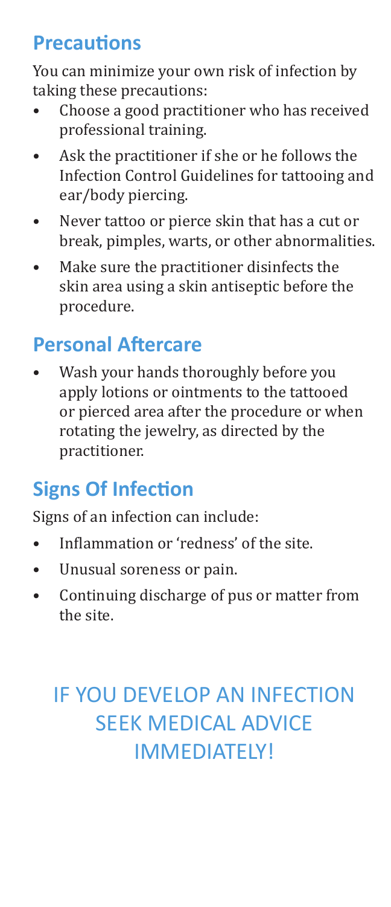## Precautions

You can minimize your own risk of infection by taking these precautions:

- Choose a good practitioner who has received professional training.
- Ask the practitioner if she or he follows the Infection Control Guidelines for tattooing and ear/body piercing.
- Never tattoo or pierce skin that has a cut or break, pimples, warts, or other abnormalities.
- Make sure the practitioner disinfects the skin area using a skin antiseptic before the procedure.

## Personal Aftercare

- Wash your hands thoroughly before you apply lotions or ointments to the tattooed or pierced area after the procedure or when rotating the jewelry, as directed by the practitioner.

## Signs Of Infection

Signs of an infection can include:

- Inflammation or 'redness' of the site.
- Unusual soreness or pain.
- Continuing discharge of pus or matter from the site.

IF YOU DEVELOP AN INFECTION SEEK MEDICAL ADVICE IMMEDIATELY!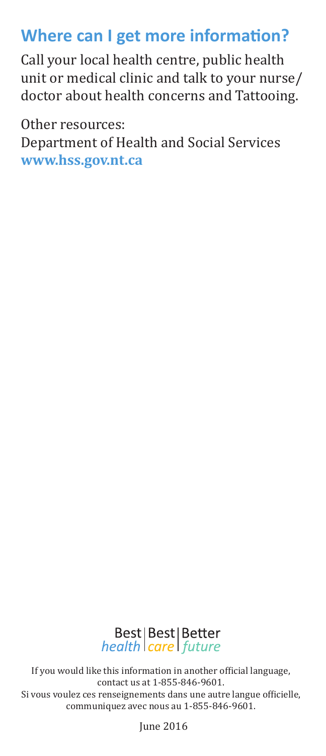## Where can I get more information?

Call your local health centre, public health unit or medical clinic and talk to your nurse/doctor about health concerns and Tattooing.

Other resources:
Department of Health and Social Services
**www.hss.gov.nt.ca**

Best | Best | Better
*health* | *care* | *future*

If you would like this information in another official language, contact us at 1-855-846-9601.
Si vous voulez ces renseignements dans une autre langue officielle, communiquez avec nous au 1-855-846-9601.

June 2016